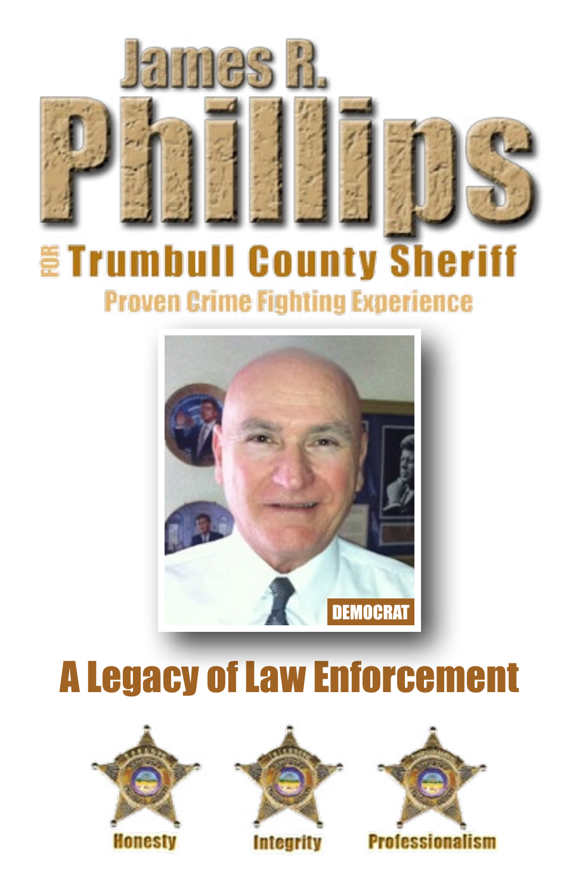# James R. Phillips

## FOR Trumbull County Sheriff

### Proven Crime Fighting Experience

DEMOCRAT

## A Legacy of Law Enforcement

Honesty

Integrity

Professionalism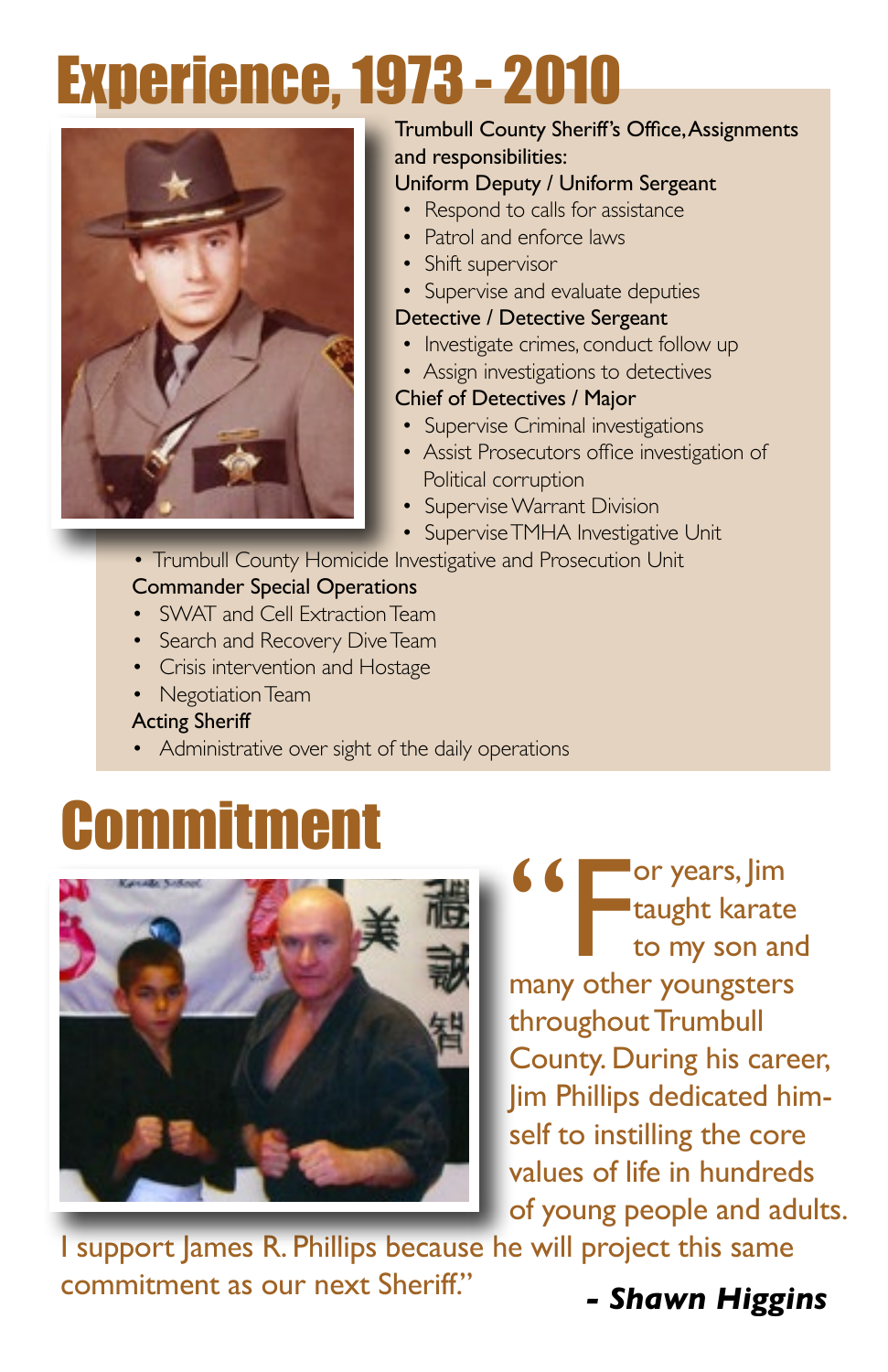# Experience, 1973 - 2010

Trumbull County Sheriff's Office, Assignments and responsibilities:

Uniform Deputy / Uniform Sergeant

- Respond to calls for assistance
- Patrol and enforce laws
- Shift supervisor
- Supervise and evaluate deputies

Detective / Detective Sergeant

- Investigate crimes, conduct follow up
- Assign investigations to detectives

Chief of Detectives / Major

- Supervise Criminal investigations
- Assist Prosecutors office investigation of Political corruption
- Supervise Warrant Division
- Supervise TMHA Investigative Unit
- Trumbull County Homicide Investigative and Prosecution Unit

Commander Special Operations

- SWAT and Cell Extraction Team
- Search and Recovery Dive Team
- Crisis intervention and Hostage
- Negotiation Team

Acting Sheriff

- Administrative over sight of the daily operations

# Commitment

"For years, Jim taught karate to my son and many other youngsters throughout Trumbull County. During his career, Jim Phillips dedicated himself to instilling the core values of life in hundreds of young people and adults. I support James R. Phillips because he will project this same commitment as our next Sheriff."

***- Shawn Higgins***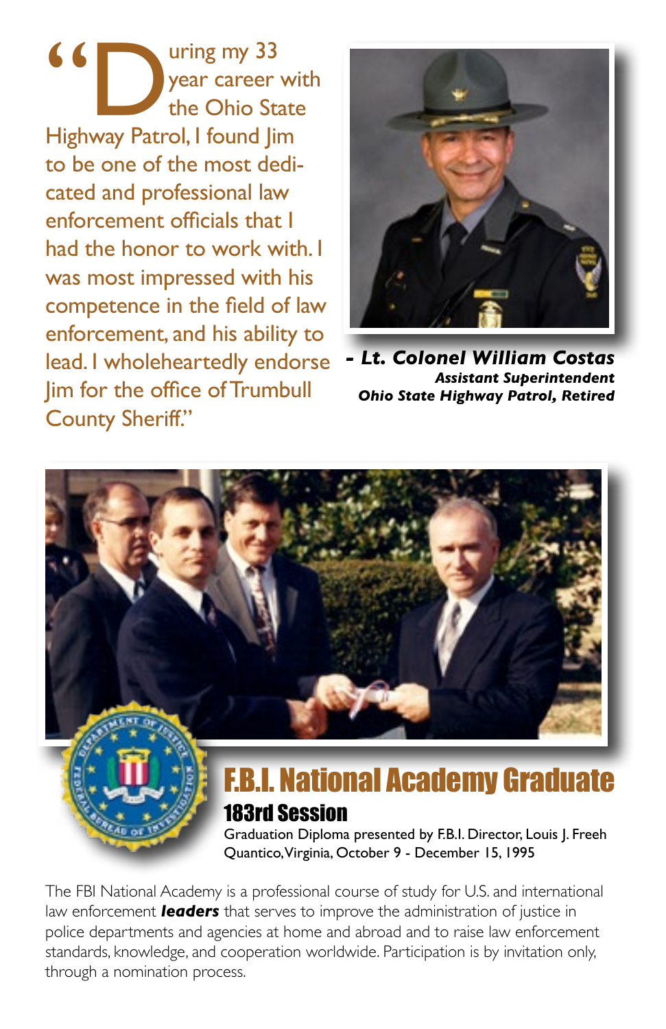"During my 33 year career with the Ohio State Highway Patrol, I found Jim to be one of the most dedicated and professional law enforcement officials that I had the honor to work with. I was most impressed with his competence in the field of law enforcement, and his ability to lead. I wholeheartedly endorse Jim for the office of Trumbull County Sheriff."

***- Lt. Colonel William Costas***
***Assistant Superintendent***
***Ohio State Highway Patrol, Retired***

## F.B.I. National Academy Graduate

### 183rd Session

Graduation Diploma presented by F.B.I. Director, Louis J. Freeh
Quantico, Virginia, October 9 - December 15, 1995

The FBI National Academy is a professional course of study for U.S. and international law enforcement ***leaders*** that serves to improve the administration of justice in police departments and agencies at home and abroad and to raise law enforcement standards, knowledge, and cooperation worldwide. Participation is by invitation only, through a nomination process.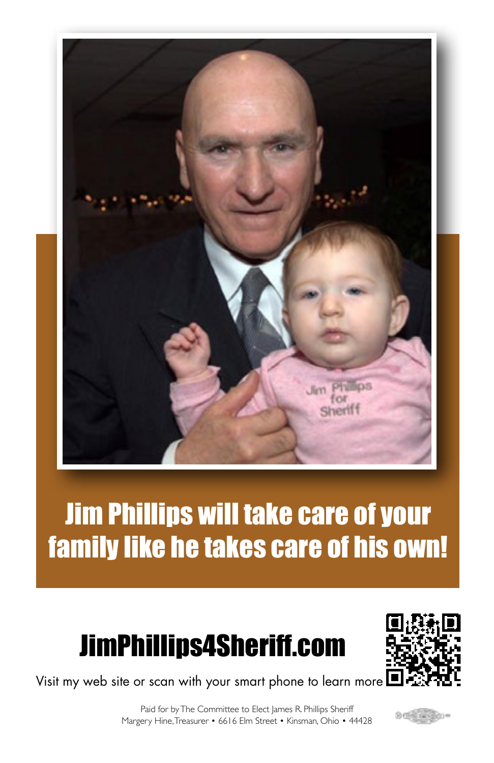# Jim Phillips will take care of your family like he takes care of his own!

## JimPhillips4Sheriff.com

Visit my web site or scan with your smart phone to learn more

Paid for by The Committee to Elect James R. Phillips Sheriff
Margery Hine, Treasurer • 6616 Elm Street • Kinsman, Ohio • 44428